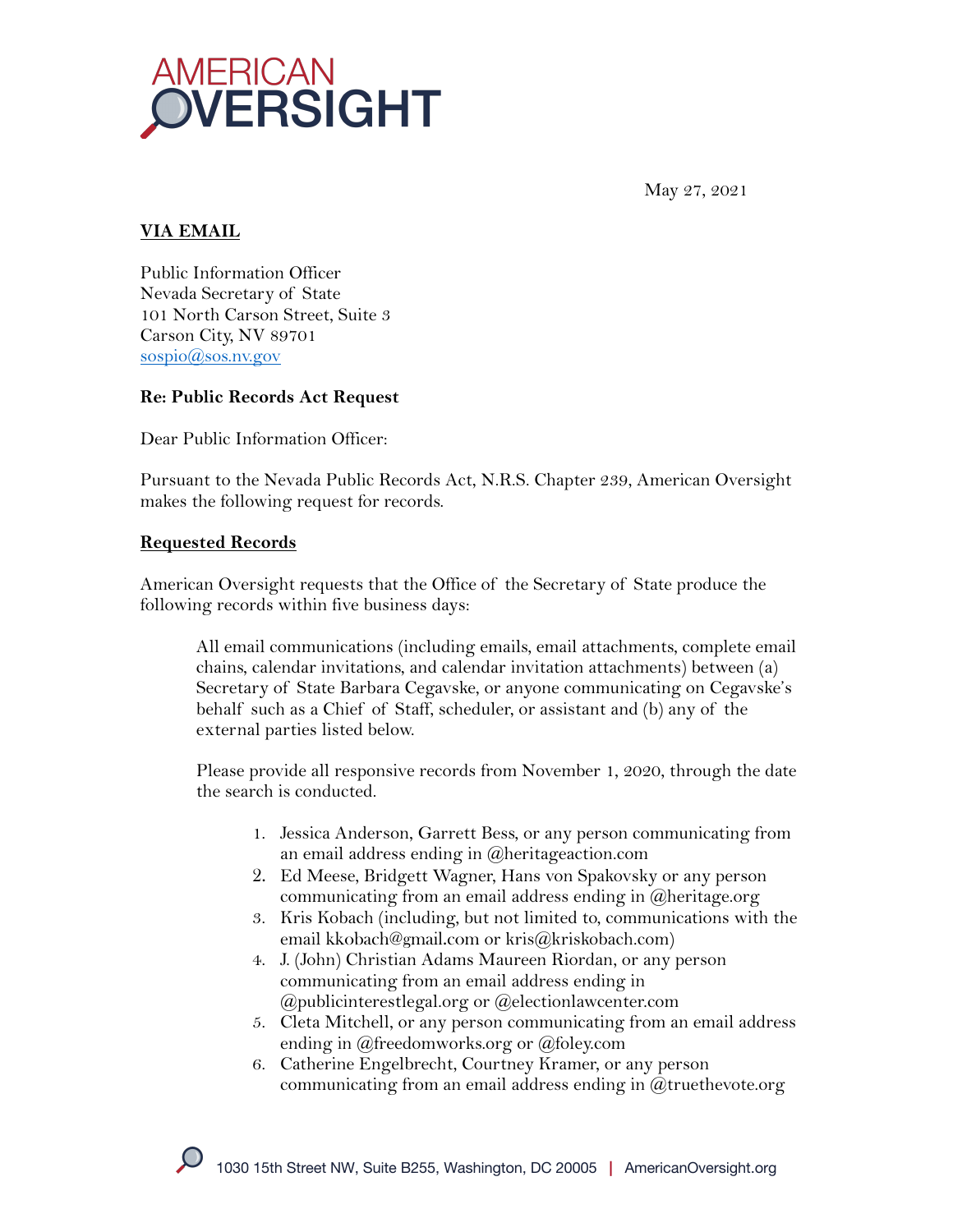AMERICAN OVERSIGHT

May 27, 2021

**VIA EMAIL**

Public Information Officer
Nevada Secretary of State
101 North Carson Street, Suite 3
Carson City, NV 89701
sospio@sos.nv.gov

**Re: Public Records Act Request**

Dear Public Information Officer:

Pursuant to the Nevada Public Records Act, N.R.S. Chapter 239, American Oversight makes the following request for records.

**Requested Records**

American Oversight requests that the Office of the Secretary of State produce the following records within five business days:

> All email communications (including emails, email attachments, complete email chains, calendar invitations, and calendar invitation attachments) between (a) Secretary of State Barbara Cegavske, or anyone communicating on Cegavske's behalf such as a Chief of Staff, scheduler, or assistant and (b) any of the external parties listed below.
>
> Please provide all responsive records from November 1, 2020, through the date the search is conducted.
>
> 1. Jessica Anderson, Garrett Bess, or any person communicating from an email address ending in @heritageaction.com
> 2. Ed Meese, Bridgett Wagner, Hans von Spakovsky or any person communicating from an email address ending in @heritage.org
> 3. Kris Kobach (including, but not limited to, communications with the email kkobach@gmail.com or kris@kriskobach.com)
> 4. J. (John) Christian Adams Maureen Riordan, or any person communicating from an email address ending in @publicinterestlegal.org or @electionlawcenter.com
> 5. Cleta Mitchell, or any person communicating from an email address ending in @freedomworks.org or @foley.com
> 6. Catherine Engelbrecht, Courtney Kramer, or any person communicating from an email address ending in @truethevote.org

1030 15th Street NW, Suite B255, Washington, DC 20005 | AmericanOversight.org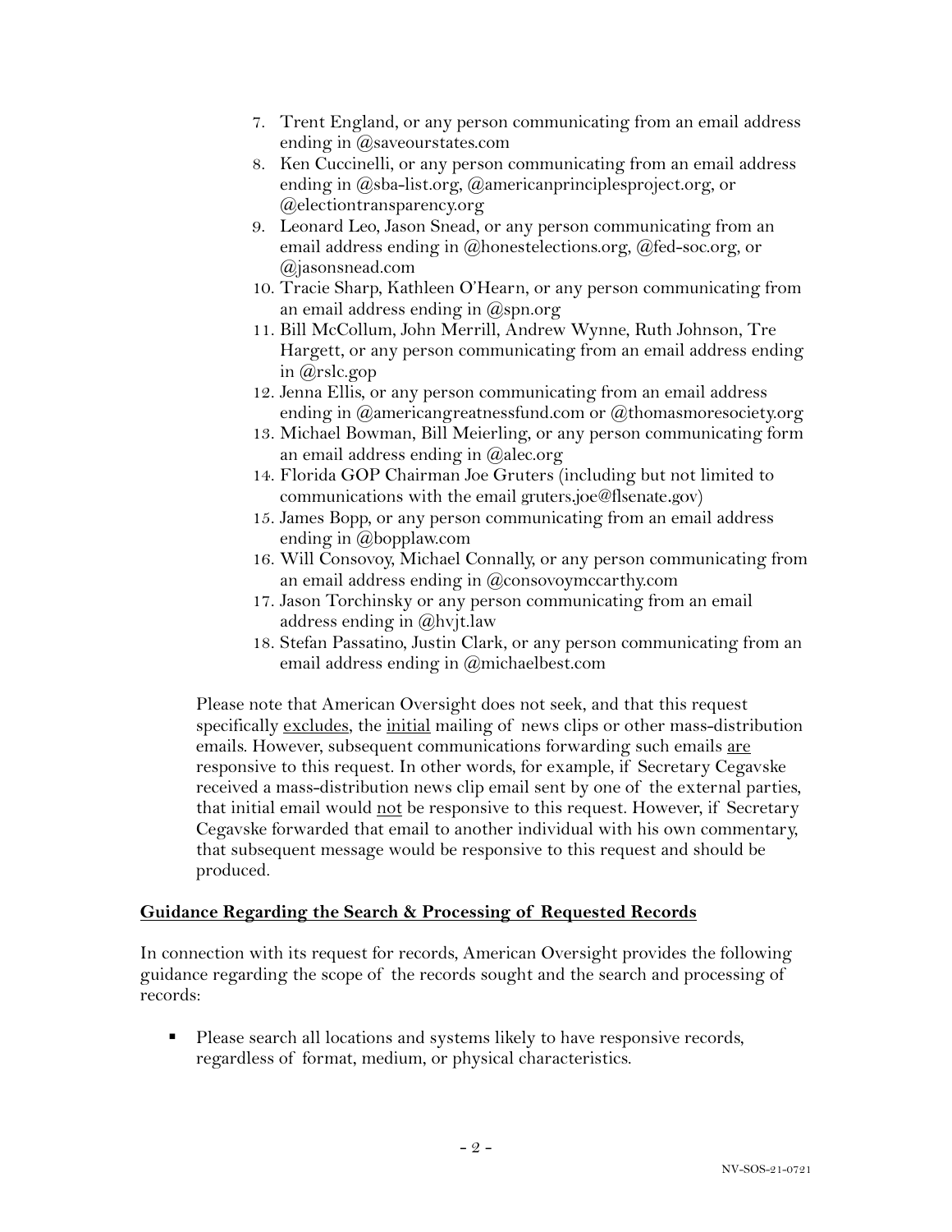7. Trent England, or any person communicating from an email address ending in @saveourstates.com
8. Ken Cuccinelli, or any person communicating from an email address ending in @sba-list.org, @americanprinciplesproject.org, or @electiontransparency.org
9. Leonard Leo, Jason Snead, or any person communicating from an email address ending in @honestelections.org, @fed-soc.org, or @jasonsnead.com
10. Tracie Sharp, Kathleen O'Hearn, or any person communicating from an email address ending in @spn.org
11. Bill McCollum, John Merrill, Andrew Wynne, Ruth Johnson, Tre Hargett, or any person communicating from an email address ending in @rslc.gop
12. Jenna Ellis, or any person communicating from an email address ending in @americangreatnessfund.com or @thomasmoresociety.org
13. Michael Bowman, Bill Meierling, or any person communicating form an email address ending in @alec.org
14. Florida GOP Chairman Joe Gruters (including but not limited to communications with the email gruters.joe@flsenate.gov)
15. James Bopp, or any person communicating from an email address ending in @bopplaw.com
16. Will Consovoy, Michael Connally, or any person communicating from an email address ending in @consovoymccarthy.com
17. Jason Torchinsky or any person communicating from an email address ending in @hvjt.law
18. Stefan Passatino, Justin Clark, or any person communicating from an email address ending in @michaelbest.com

Please note that American Oversight does not seek, and that this request specifically excludes, the initial mailing of news clips or other mass-distribution emails. However, subsequent communications forwarding such emails are responsive to this request. In other words, for example, if Secretary Cegavske received a mass-distribution news clip email sent by one of the external parties, that initial email would not be responsive to this request. However, if Secretary Cegavske forwarded that email to another individual with his own commentary, that subsequent message would be responsive to this request and should be produced.

## Guidance Regarding the Search & Processing of Requested Records

In connection with its request for records, American Oversight provides the following guidance regarding the scope of the records sought and the search and processing of records:

- Please search all locations and systems likely to have responsive records, regardless of format, medium, or physical characteristics.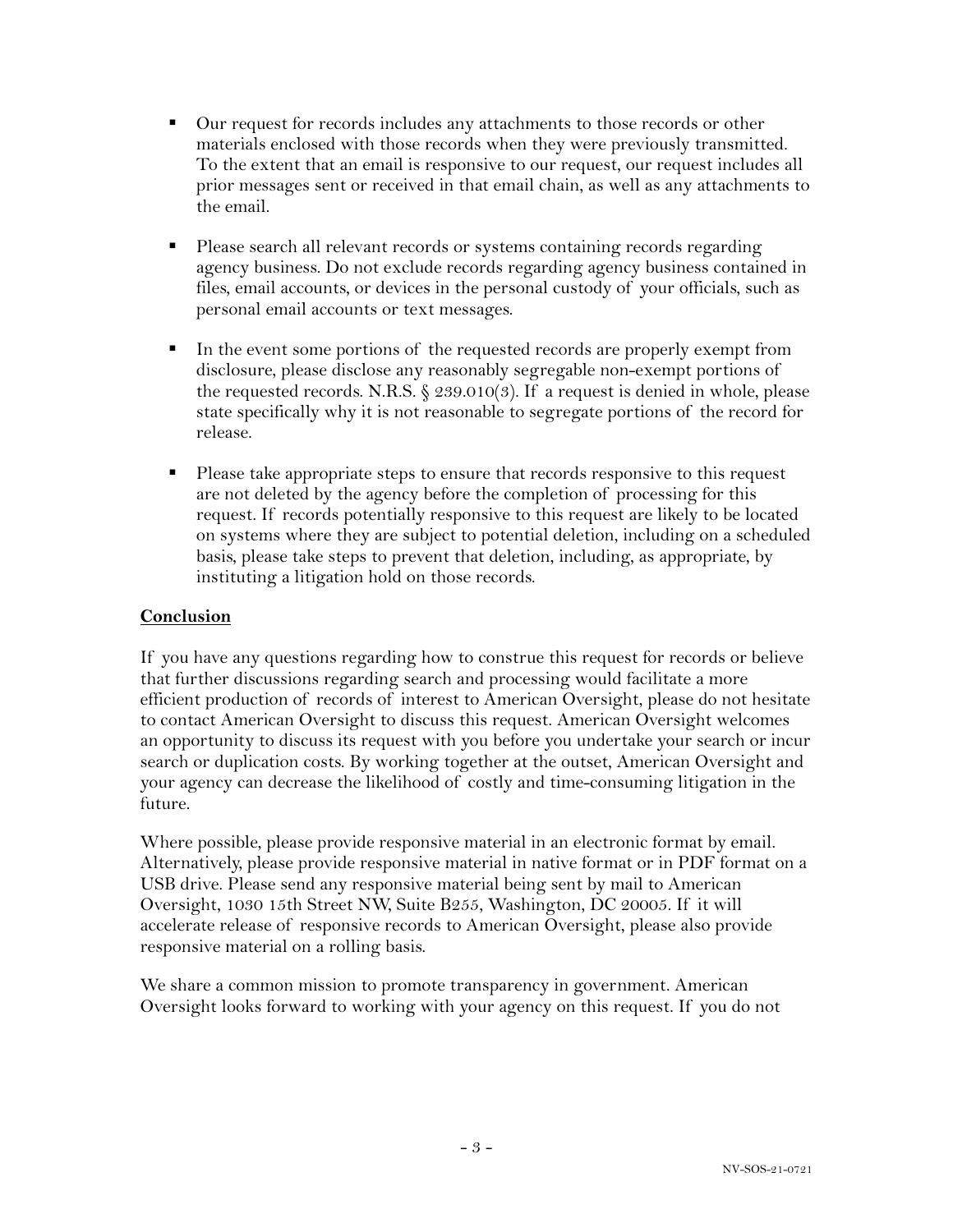- Our request for records includes any attachments to those records or other materials enclosed with those records when they were previously transmitted. To the extent that an email is responsive to our request, our request includes all prior messages sent or received in that email chain, as well as any attachments to the email.

- Please search all relevant records or systems containing records regarding agency business. Do not exclude records regarding agency business contained in files, email accounts, or devices in the personal custody of your officials, such as personal email accounts or text messages.

- In the event some portions of the requested records are properly exempt from disclosure, please disclose any reasonably segregable non-exempt portions of the requested records. N.R.S. § 239.010(3). If a request is denied in whole, please state specifically why it is not reasonable to segregate portions of the record for release.

- Please take appropriate steps to ensure that records responsive to this request are not deleted by the agency before the completion of processing for this request. If records potentially responsive to this request are likely to be located on systems where they are subject to potential deletion, including on a scheduled basis, please take steps to prevent that deletion, including, as appropriate, by instituting a litigation hold on those records.

**Conclusion**

If you have any questions regarding how to construe this request for records or believe that further discussions regarding search and processing would facilitate a more efficient production of records of interest to American Oversight, please do not hesitate to contact American Oversight to discuss this request. American Oversight welcomes an opportunity to discuss its request with you before you undertake your search or incur search or duplication costs. By working together at the outset, American Oversight and your agency can decrease the likelihood of costly and time-consuming litigation in the future.

Where possible, please provide responsive material in an electronic format by email. Alternatively, please provide responsive material in native format or in PDF format on a USB drive. Please send any responsive material being sent by mail to American Oversight, 1030 15th Street NW, Suite B255, Washington, DC 20005. If it will accelerate release of responsive records to American Oversight, please also provide responsive material on a rolling basis.

We share a common mission to promote transparency in government. American Oversight looks forward to working with your agency on this request. If you do not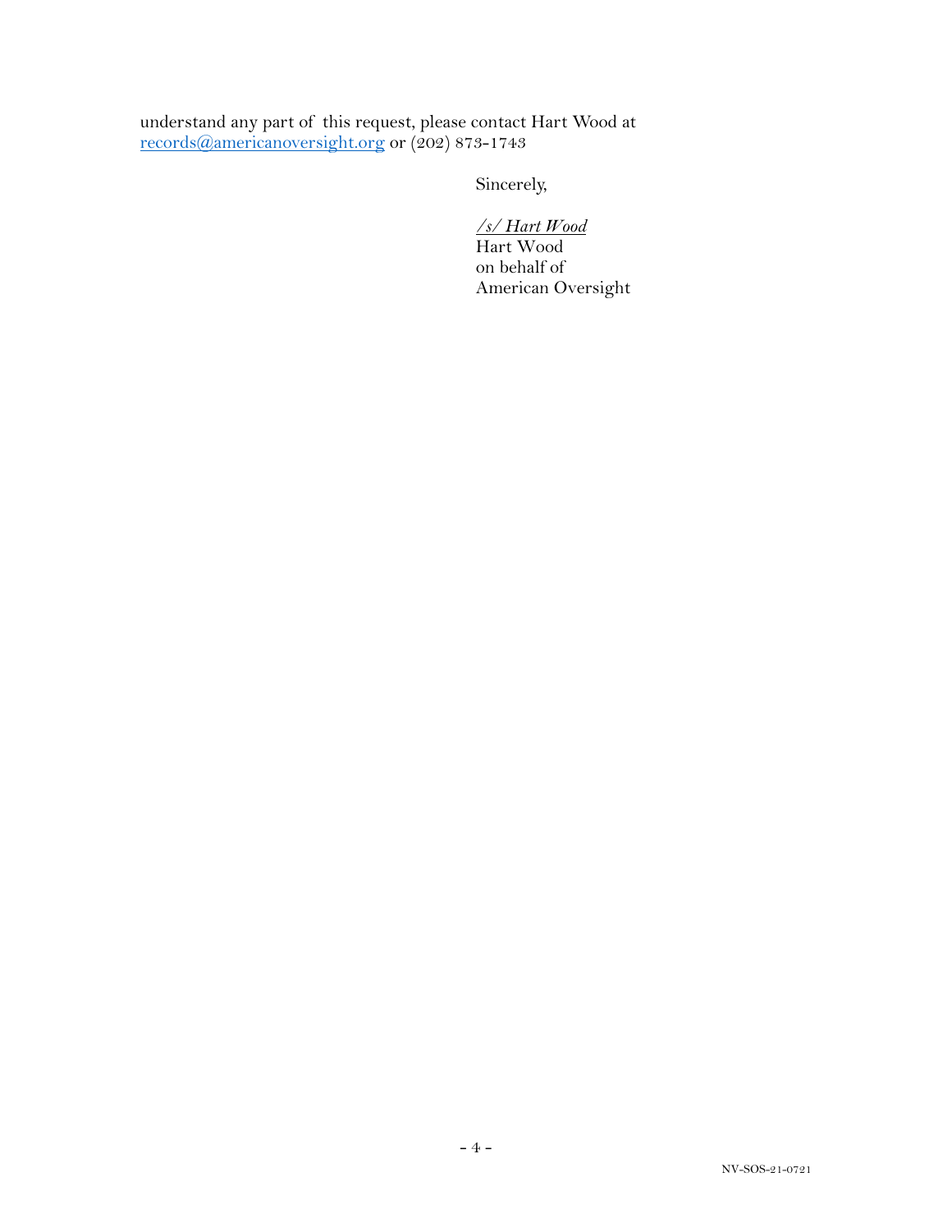understand any part of this request, please contact Hart Wood at records@americanoversight.org or (202) 873-1743

Sincerely,

*/s/ Hart Wood*
Hart Wood
on behalf of
American Oversight

NV-SOS-21-0721